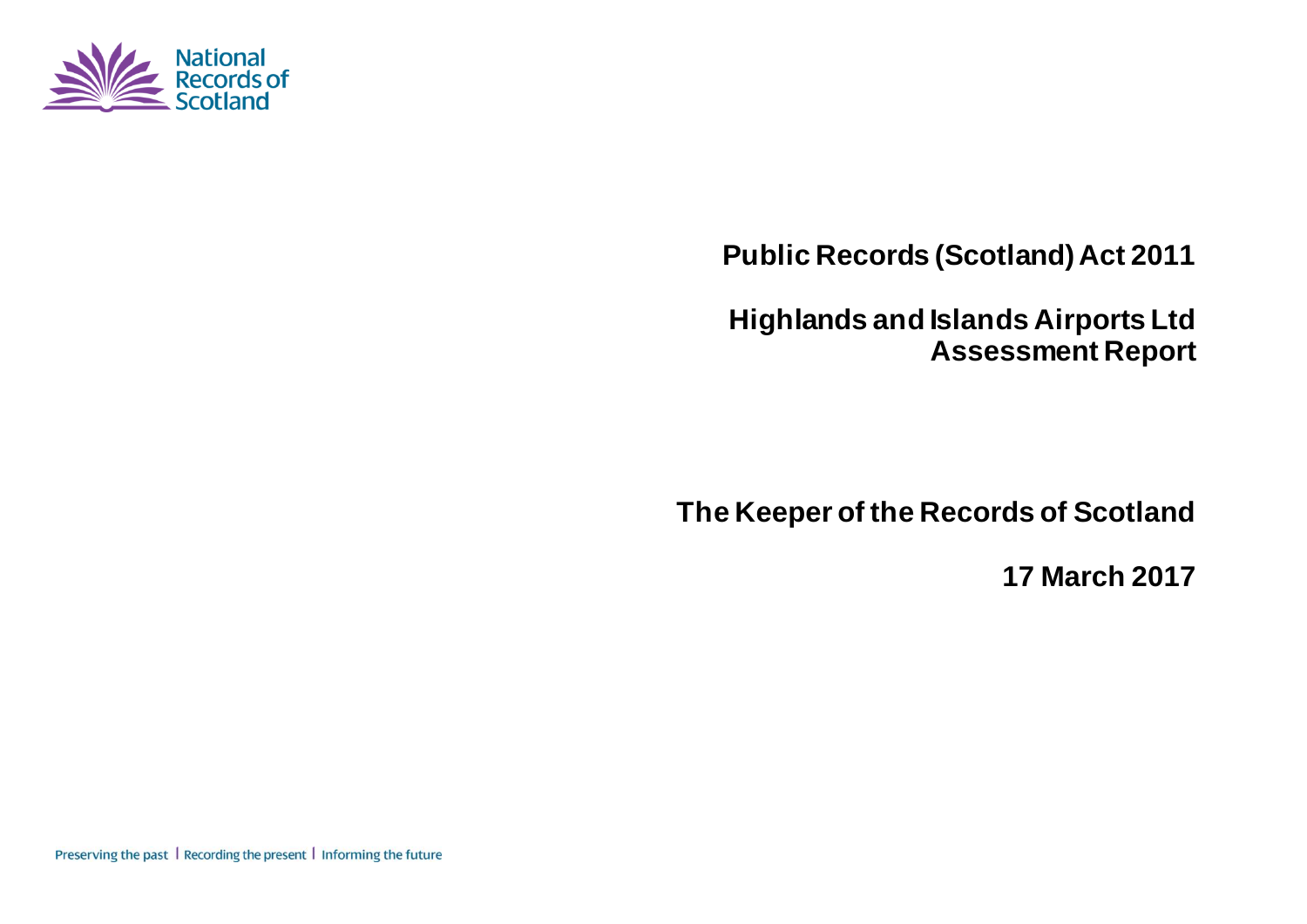National Records of Scotland

# Public Records (Scotland) Act 2011

# Highlands and Islands Airports Ltd
# Assessment Report

## The Keeper of the Records of Scotland

**17 March 2017**

Preserving the past | Recording the present | Informing the future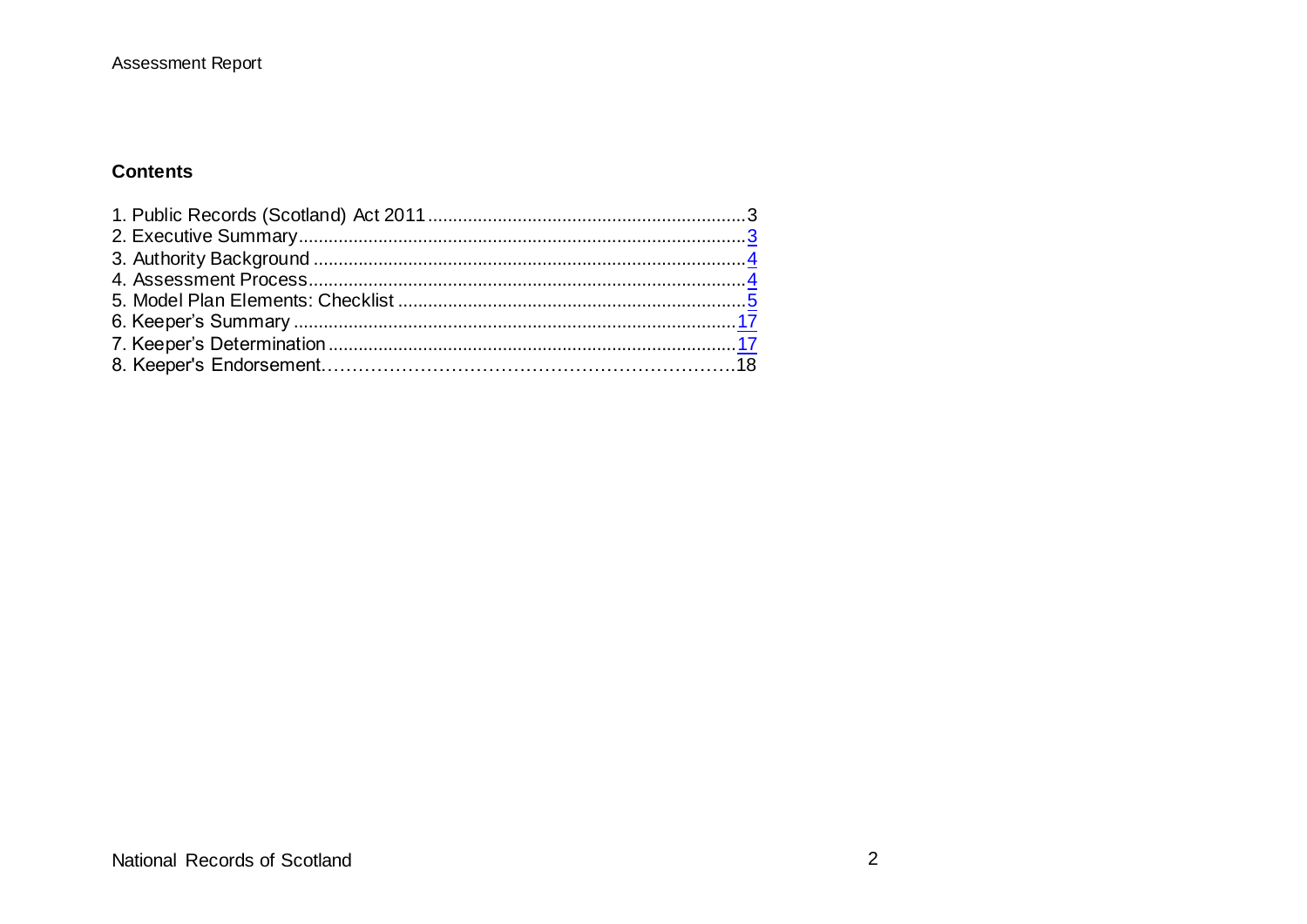## Contents

1. Public Records (Scotland) Act 2011 .......... 3
2. Executive Summary .......... 3
3. Authority Background .......... 4
4. Assessment Process .......... 4
5. Model Plan Elements: Checklist .......... 5
6. Keeper's Summary .......... 17
7. Keeper's Determination .......... 17
8. Keeper's Endorsement .......... 18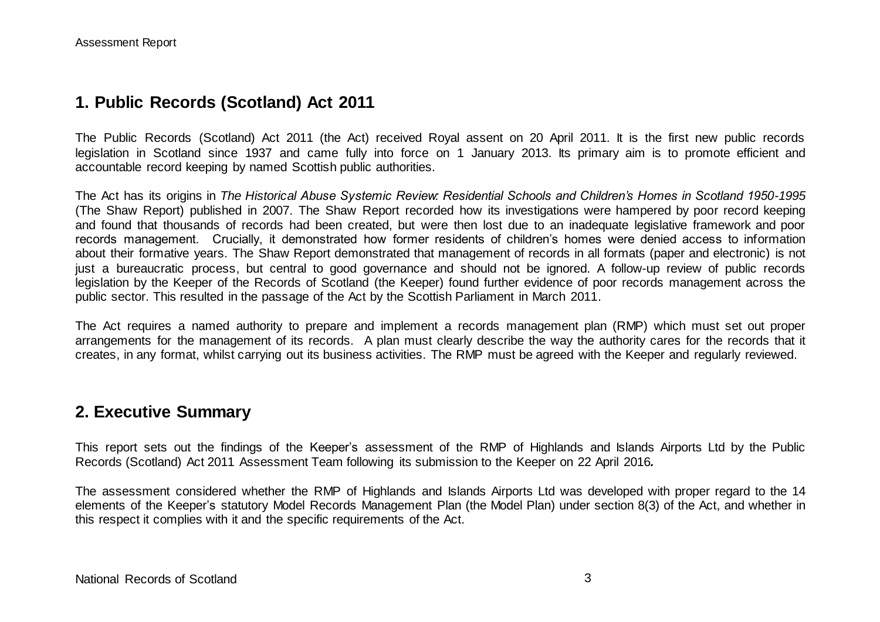## 1. Public Records (Scotland) Act 2011

The Public Records (Scotland) Act 2011 (the Act) received Royal assent on 20 April 2011. It is the first new public records legislation in Scotland since 1937 and came fully into force on 1 January 2013. Its primary aim is to promote efficient and accountable record keeping by named Scottish public authorities.

The Act has its origins in *The Historical Abuse Systemic Review: Residential Schools and Children's Homes in Scotland 1950-1995* (The Shaw Report) published in 2007. The Shaw Report recorded how its investigations were hampered by poor record keeping and found that thousands of records had been created, but were then lost due to an inadequate legislative framework and poor records management. Crucially, it demonstrated how former residents of children's homes were denied access to information about their formative years. The Shaw Report demonstrated that management of records in all formats (paper and electronic) is not just a bureaucratic process, but central to good governance and should not be ignored. A follow-up review of public records legislation by the Keeper of the Records of Scotland (the Keeper) found further evidence of poor records management across the public sector. This resulted in the passage of the Act by the Scottish Parliament in March 2011.

The Act requires a named authority to prepare and implement a records management plan (RMP) which must set out proper arrangements for the management of its records. A plan must clearly describe the way the authority cares for the records that it creates, in any format, whilst carrying out its business activities. The RMP must be agreed with the Keeper and regularly reviewed.

## 2. Executive Summary

This report sets out the findings of the Keeper's assessment of the RMP of Highlands and Islands Airports Ltd by the Public Records (Scotland) Act 2011 Assessment Team following its submission to the Keeper on 22 April 2016.

The assessment considered whether the RMP of Highlands and Islands Airports Ltd was developed with proper regard to the 14 elements of the Keeper's statutory Model Records Management Plan (the Model Plan) under section 8(3) of the Act, and whether in this respect it complies with it and the specific requirements of the Act.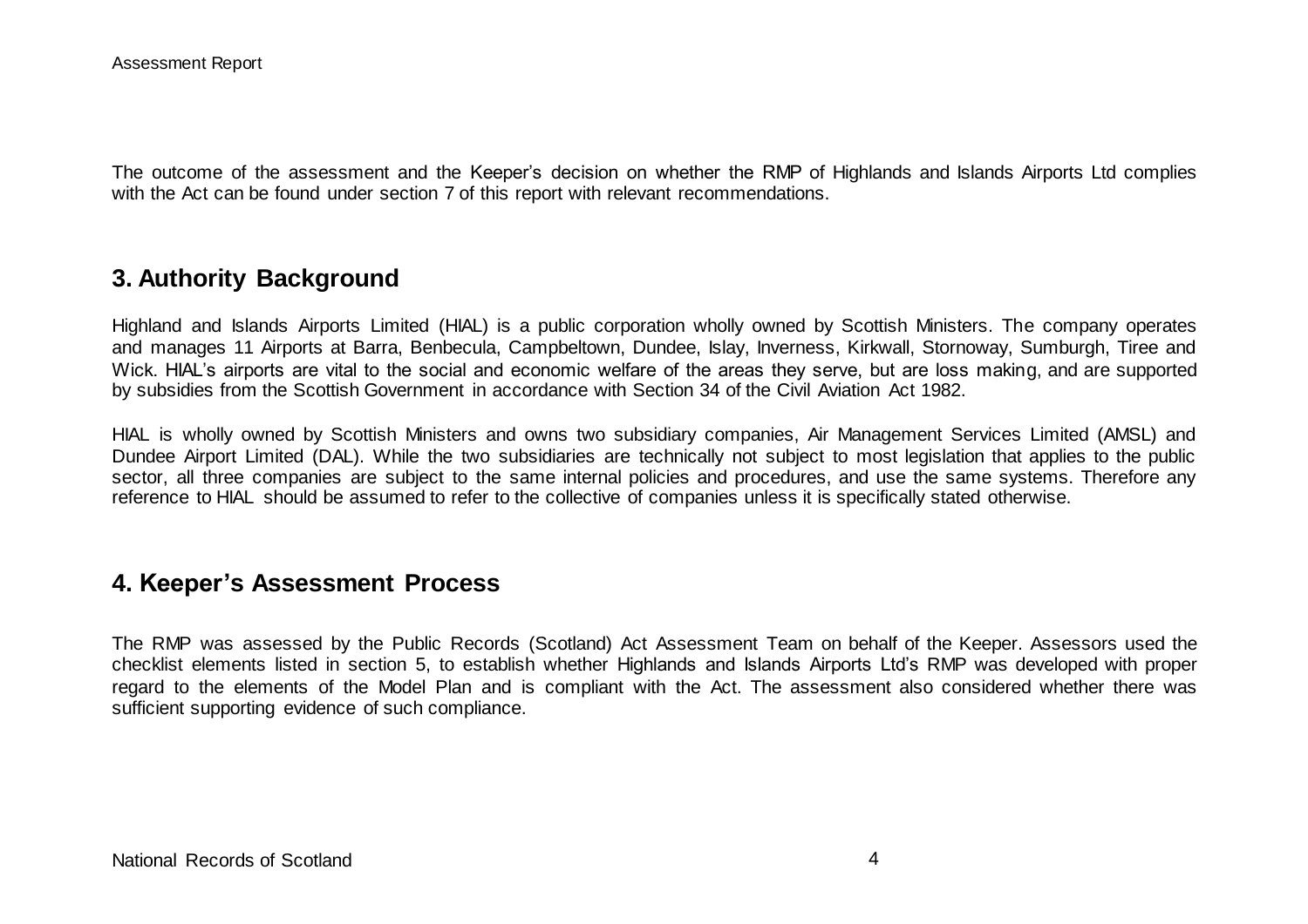The outcome of the assessment and the Keeper's decision on whether the RMP of Highlands and Islands Airports Ltd complies with the Act can be found under section 7 of this report with relevant recommendations.

## 3. Authority Background

Highland and Islands Airports Limited (HIAL) is a public corporation wholly owned by Scottish Ministers. The company operates and manages 11 Airports at Barra, Benbecula, Campbeltown, Dundee, Islay, Inverness, Kirkwall, Stornoway, Sumburgh, Tiree and Wick. HIAL's airports are vital to the social and economic welfare of the areas they serve, but are loss making, and are supported by subsidies from the Scottish Government in accordance with Section 34 of the Civil Aviation Act 1982.

HIAL is wholly owned by Scottish Ministers and owns two subsidiary companies, Air Management Services Limited (AMSL) and Dundee Airport Limited (DAL). While the two subsidiaries are technically not subject to most legislation that applies to the public sector, all three companies are subject to the same internal policies and procedures, and use the same systems. Therefore any reference to HIAL should be assumed to refer to the collective of companies unless it is specifically stated otherwise.

## 4. Keeper's Assessment Process

The RMP was assessed by the Public Records (Scotland) Act Assessment Team on behalf of the Keeper. Assessors used the checklist elements listed in section 5, to establish whether Highlands and Islands Airports Ltd's RMP was developed with proper regard to the elements of the Model Plan and is compliant with the Act. The assessment also considered whether there was sufficient supporting evidence of such compliance.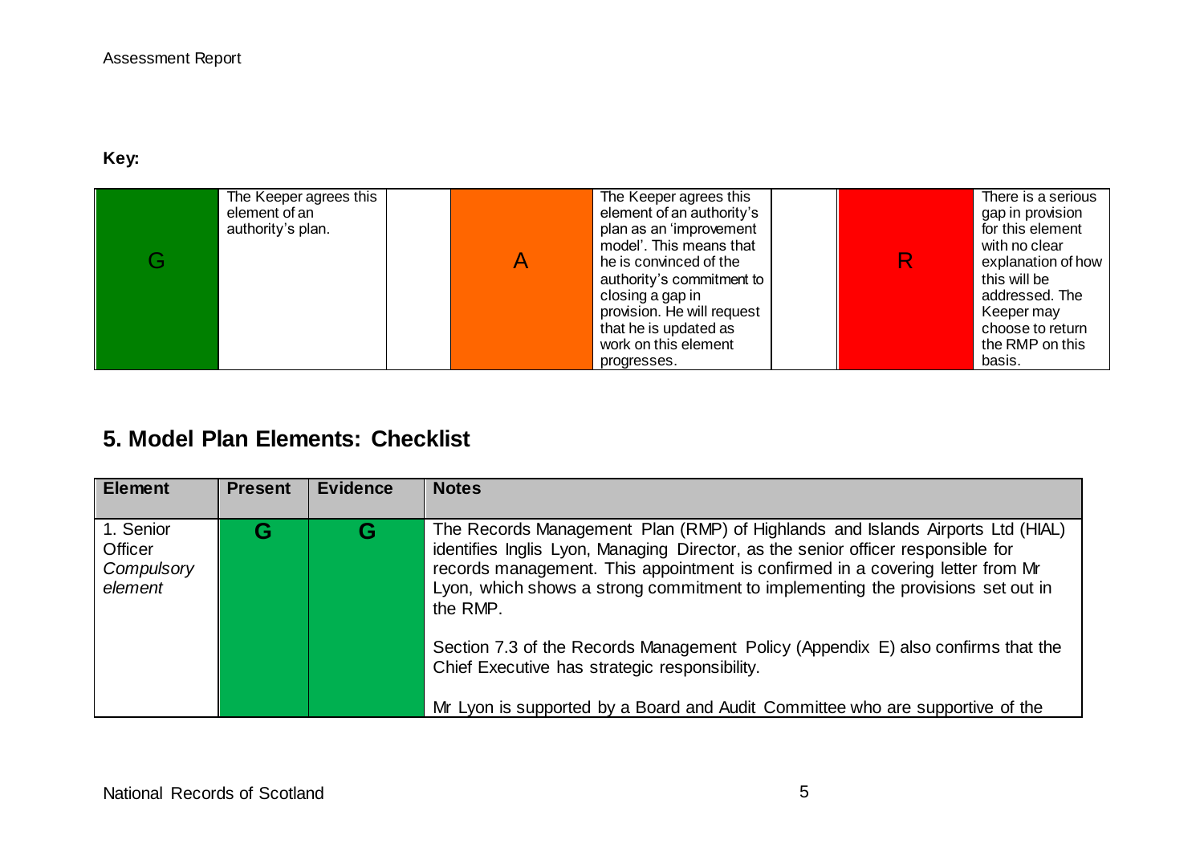**Key:**

| G | The Keeper agrees this element of an authority's plan. | | A | The Keeper agrees this element of an authority's plan as an 'improvement model'. This means that he is convinced of the authority's commitment to closing a gap in provision. He will request that he is updated as work on this element progresses. | | R | There is a serious gap in provision for this element with no clear explanation of how this will be addressed. The Keeper may choose to return the RMP on this basis. |
|---|---|---|---|---|---|---|---|

## 5. Model Plan Elements: Checklist

| Element | Present | Evidence | Notes |
|---|---|---|---|
| 1. Senior Officer *Compulsory element* | G | G | The Records Management Plan (RMP) of Highlands and Islands Airports Ltd (HIAL) identifies Inglis Lyon, Managing Director, as the senior officer responsible for records management. This appointment is confirmed in a covering letter from Mr Lyon, which shows a strong commitment to implementing the provisions set out in the RMP.<br><br>Section 7.3 of the Records Management Policy (Appendix E) also confirms that the Chief Executive has strategic responsibility.<br><br>Mr Lyon is supported by a Board and Audit Committee who are supportive of the |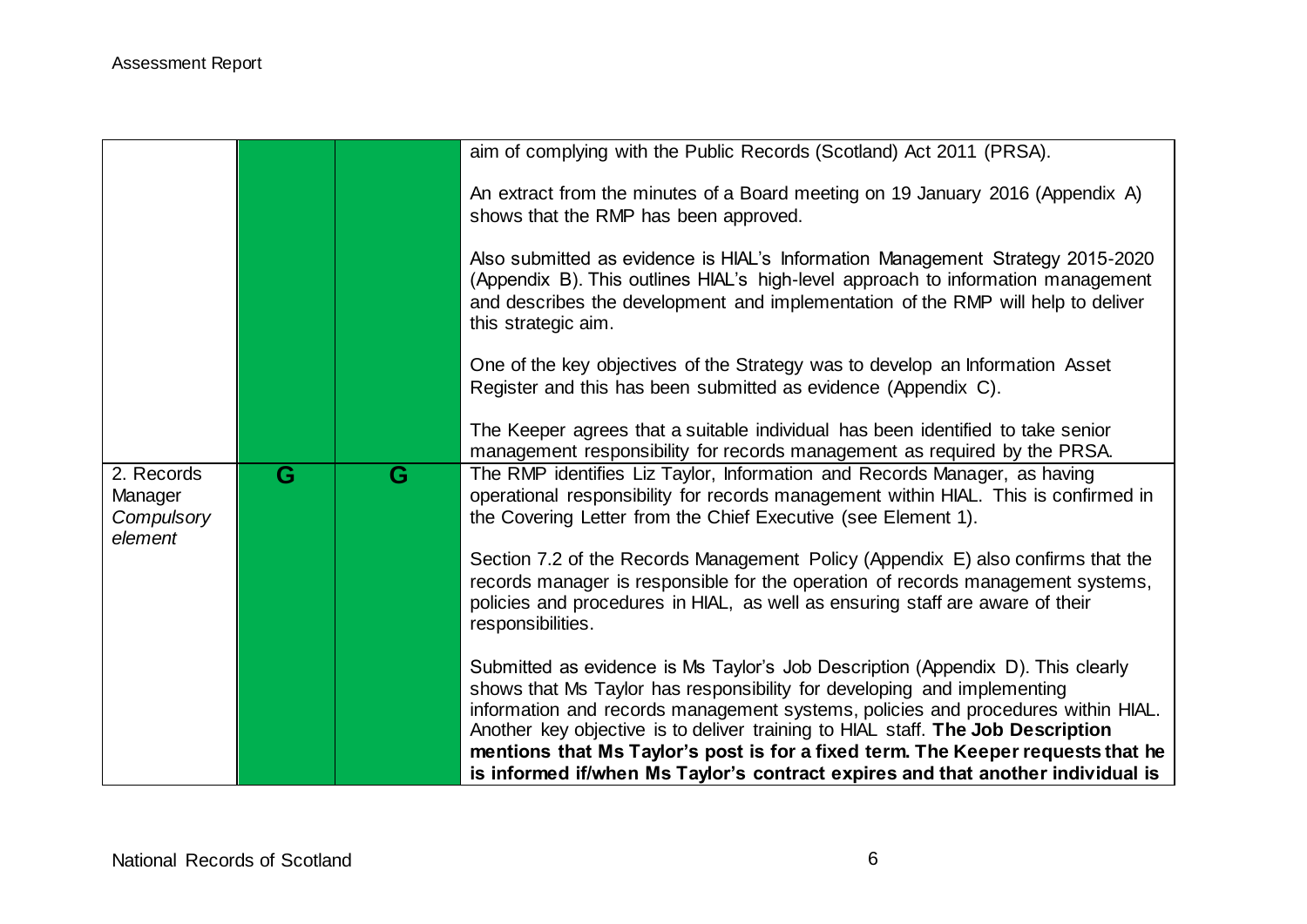| | | | |
|---|---|---|---|
| | | | aim of complying with the Public Records (Scotland) Act 2011 (PRSA).<br><br>An extract from the minutes of a Board meeting on 19 January 2016 (Appendix A) shows that the RMP has been approved.<br><br>Also submitted as evidence is HIAL's Information Management Strategy 2015-2020 (Appendix B). This outlines HIAL's high-level approach to information management and describes the development and implementation of the RMP will help to deliver this strategic aim.<br><br>One of the key objectives of the Strategy was to develop an Information Asset Register and this has been submitted as evidence (Appendix C).<br><br>The Keeper agrees that a suitable individual has been identified to take senior management responsibility for records management as required by the PRSA. |
| 2. Records Manager *Compulsory element* | G | G | The RMP identifies Liz Taylor, Information and Records Manager, as having operational responsibility for records management within HIAL. This is confirmed in the Covering Letter from the Chief Executive (see Element 1).<br><br>Section 7.2 of the Records Management Policy (Appendix E) also confirms that the records manager is responsible for the operation of records management systems, policies and procedures in HIAL, as well as ensuring staff are aware of their responsibilities.<br><br>Submitted as evidence is Ms Taylor's Job Description (Appendix D). This clearly shows that Ms Taylor has responsibility for developing and implementing information and records management systems, policies and procedures within HIAL. Another key objective is to deliver training to HIAL staff. **The Job Description mentions that Ms Taylor's post is for a fixed term. The Keeper requests that he is informed if/when Ms Taylor's contract expires and that another individual is** |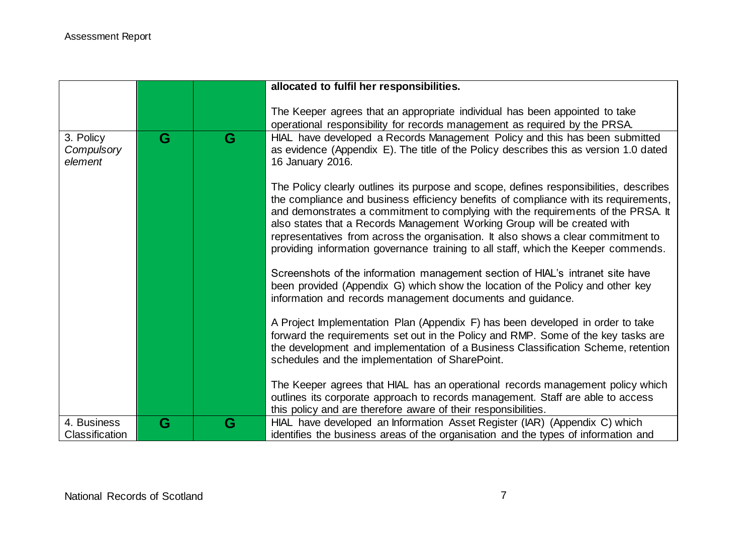| | | | |
|---|---|---|---|
| | | | **allocated to fulfil her responsibilities.**<br><br>The Keeper agrees that an appropriate individual has been appointed to take operational responsibility for records management as required by the PRSA. |
| 3. Policy *Compulsory element* | G | G | HIAL have developed a Records Management Policy and this has been submitted as evidence (Appendix E). The title of the Policy describes this as version 1.0 dated 16 January 2016.<br><br>The Policy clearly outlines its purpose and scope, defines responsibilities, describes the compliance and business efficiency benefits of compliance with its requirements, and demonstrates a commitment to complying with the requirements of the PRSA. It also states that a Records Management Working Group will be created with representatives from across the organisation. It also shows a clear commitment to providing information governance training to all staff, which the Keeper commends.<br><br>Screenshots of the information management section of HIAL's intranet site have been provided (Appendix G) which show the location of the Policy and other key information and records management documents and guidance.<br><br>A Project Implementation Plan (Appendix F) has been developed in order to take forward the requirements set out in the Policy and RMP. Some of the key tasks are the development and implementation of a Business Classification Scheme, retention schedules and the implementation of SharePoint.<br><br>The Keeper agrees that HIAL has an operational records management policy which outlines its corporate approach to records management. Staff are able to access this policy and are therefore aware of their responsibilities. |
| 4. Business Classification | G | G | HIAL have developed an Information Asset Register (IAR) (Appendix C) which identifies the business areas of the organisation and the types of information and |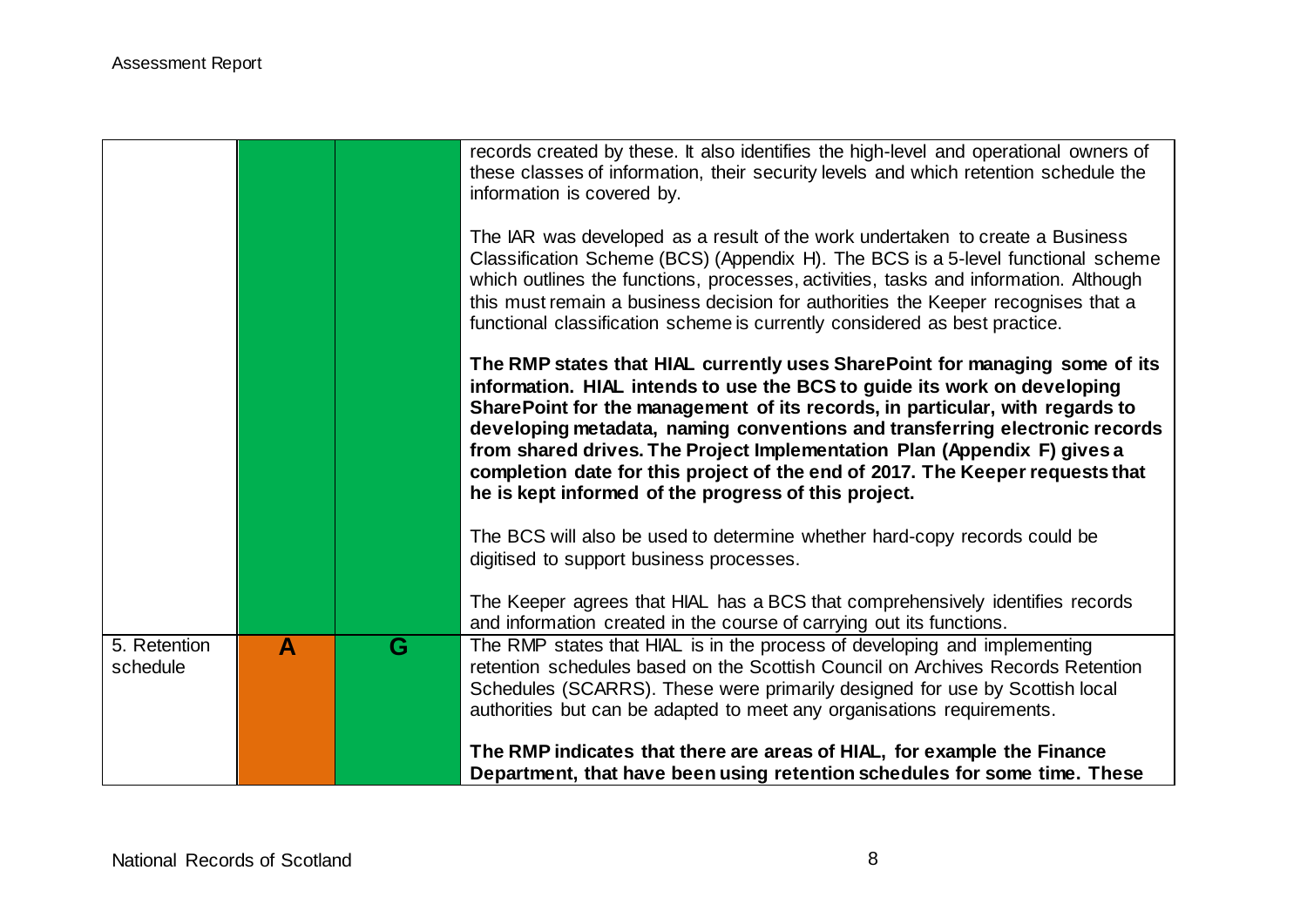| | | | |
|---|---|---|---|
| | | | records created by these. It also identifies the high-level and operational owners of these classes of information, their security levels and which retention schedule the information is covered by.<br><br>The IAR was developed as a result of the work undertaken to create a Business Classification Scheme (BCS) (Appendix H). The BCS is a 5-level functional scheme which outlines the functions, processes, activities, tasks and information. Although this must remain a business decision for authorities the Keeper recognises that a functional classification scheme is currently considered as best practice.<br><br>**The RMP states that HIAL currently uses SharePoint for managing some of its information. HIAL intends to use the BCS to guide its work on developing SharePoint for the management of its records, in particular, with regards to developing metadata, naming conventions and transferring electronic records from shared drives. The Project Implementation Plan (Appendix F) gives a completion date for this project of the end of 2017. The Keeper requests that he is kept informed of the progress of this project.**<br><br>The BCS will also be used to determine whether hard-copy records could be digitised to support business processes.<br><br>The Keeper agrees that HIAL has a BCS that comprehensively identifies records and information created in the course of carrying out its functions. |
| 5. Retention schedule | **A** | **G** | The RMP states that HIAL is in the process of developing and implementing retention schedules based on the Scottish Council on Archives Records Retention Schedules (SCARRS). These were primarily designed for use by Scottish local authorities but can be adapted to meet any organisations requirements.<br><br>**The RMP indicates that there are areas of HIAL, for example the Finance Department, that have been using retention schedules for some time. These** |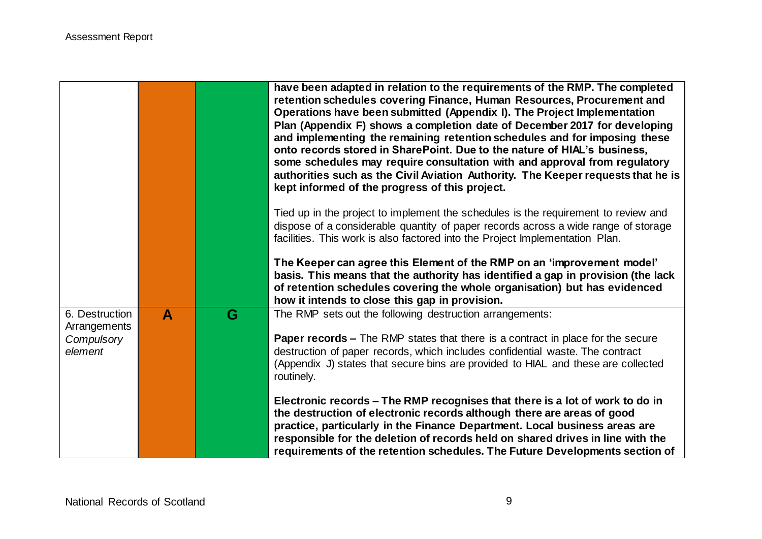| | | | |
|---|---|---|---|
| | | | **have been adapted in relation to the requirements of the RMP. The completed retention schedules covering Finance, Human Resources, Procurement and Operations have been submitted (Appendix I). The Project Implementation Plan (Appendix F) shows a completion date of December 2017 for developing and implementing the remaining retention schedules and for imposing these onto records stored in SharePoint. Due to the nature of HIAL's business, some schedules may require consultation with and approval from regulatory authorities such as the Civil Aviation Authority. The Keeper requests that he is kept informed of the progress of this project.**<br><br>Tied up in the project to implement the schedules is the requirement to review and dispose of a considerable quantity of paper records across a wide range of storage facilities. This work is also factored into the Project Implementation Plan.<br><br>**The Keeper can agree this Element of the RMP on an 'improvement model' basis. This means that the authority has identified a gap in provision (the lack of retention schedules covering the whole organisation) but has evidenced how it intends to close this gap in provision.** |
| 6. Destruction Arrangements *Compulsory element* | **A** | **G** | The RMP sets out the following destruction arrangements:<br><br>**Paper records –** The RMP states that there is a contract in place for the secure destruction of paper records, which includes confidential waste. The contract (Appendix J) states that secure bins are provided to HIAL and these are collected routinely.<br><br>**Electronic records – The RMP recognises that there is a lot of work to do in the destruction of electronic records although there are areas of good practice, particularly in the Finance Department. Local business areas are responsible for the deletion of records held on shared drives in line with the requirements of the retention schedules. The Future Developments section of** |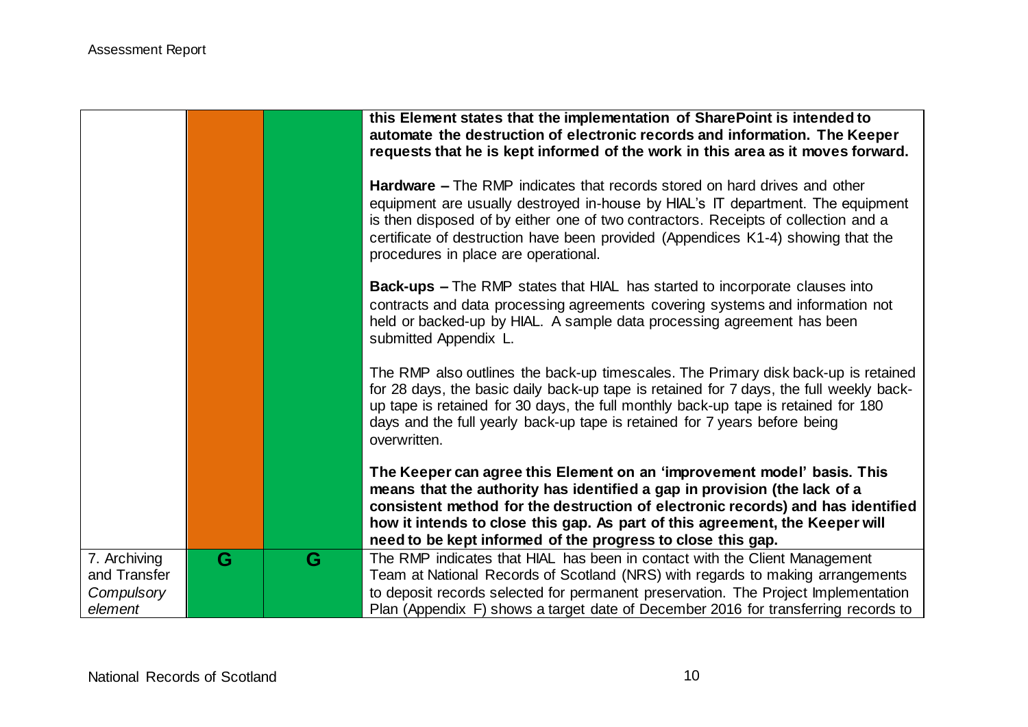| | | | |
|---|---|---|---|
| | | | **this Element states that the implementation of SharePoint is intended to automate the destruction of electronic records and information. The Keeper requests that he is kept informed of the work in this area as it moves forward.**<br><br>**Hardware –** The RMP indicates that records stored on hard drives and other equipment are usually destroyed in-house by HIAL's IT department. The equipment is then disposed of by either one of two contractors. Receipts of collection and a certificate of destruction have been provided (Appendices K1-4) showing that the procedures in place are operational.<br><br>**Back-ups –** The RMP states that HIAL has started to incorporate clauses into contracts and data processing agreements covering systems and information not held or backed-up by HIAL. A sample data processing agreement has been submitted Appendix L.<br><br>The RMP also outlines the back-up timescales. The Primary disk back-up is retained for 28 days, the basic daily back-up tape is retained for 7 days, the full weekly back-up tape is retained for 30 days, the full monthly back-up tape is retained for 180 days and the full yearly back-up tape is retained for 7 years before being overwritten.<br><br>**The Keeper can agree this Element on an 'improvement model' basis. This means that the authority has identified a gap in provision (the lack of a consistent method for the destruction of electronic records) and has identified how it intends to close this gap. As part of this agreement, the Keeper will need to be kept informed of the progress to close this gap.** |
| 7. Archiving and Transfer *Compulsory element* | G | G | The RMP indicates that HIAL has been in contact with the Client Management Team at National Records of Scotland (NRS) with regards to making arrangements to deposit records selected for permanent preservation. The Project Implementation Plan (Appendix F) shows a target date of December 2016 for transferring records to |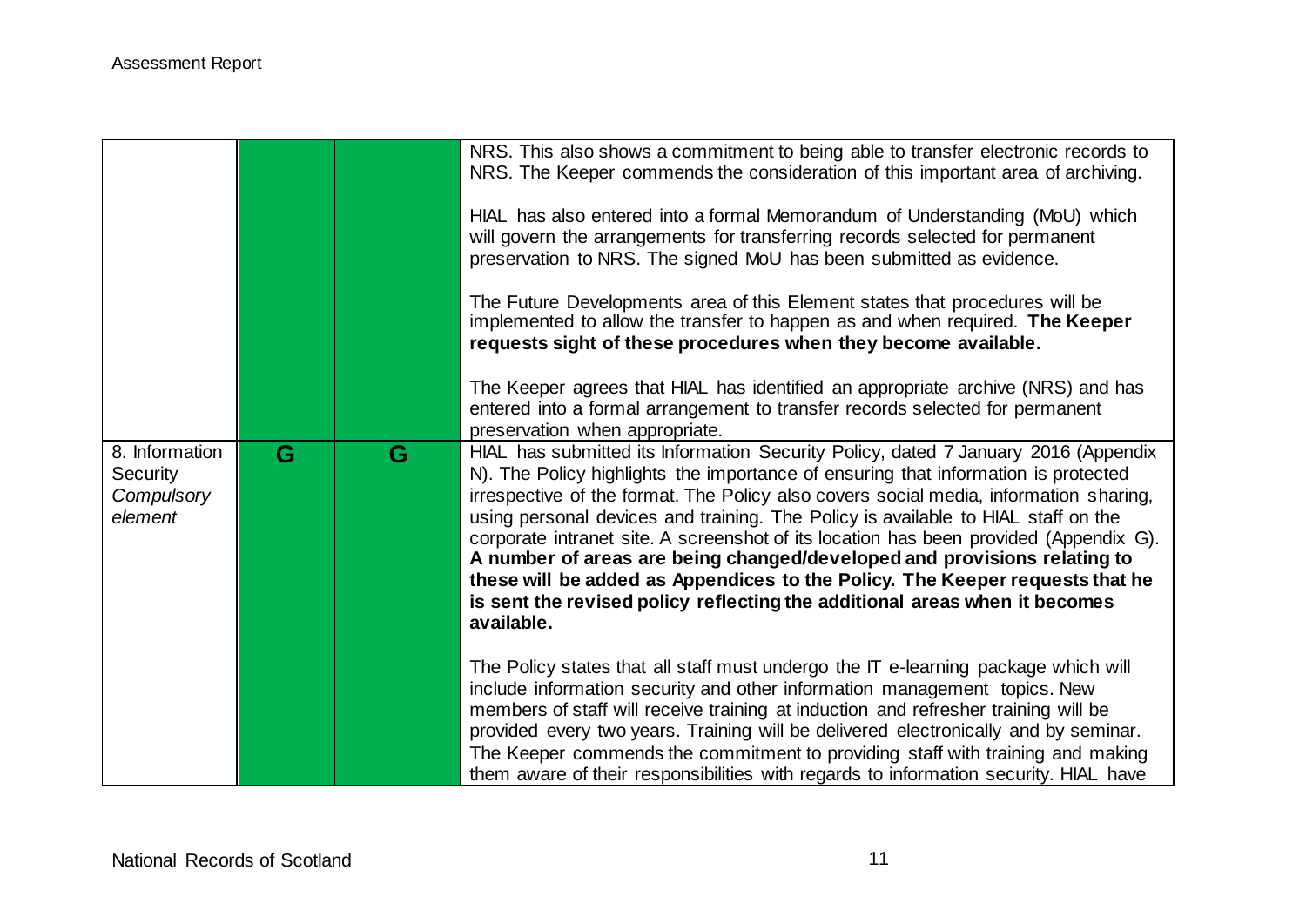| | | | |
|---|---|---|---|
| | | | NRS. This also shows a commitment to being able to transfer electronic records to NRS. The Keeper commends the consideration of this important area of archiving.<br><br>HIAL has also entered into a formal Memorandum of Understanding (MoU) which will govern the arrangements for transferring records selected for permanent preservation to NRS. The signed MoU has been submitted as evidence.<br><br>The Future Developments area of this Element states that procedures will be implemented to allow the transfer to happen as and when required. **The Keeper requests sight of these procedures when they become available.**<br><br>The Keeper agrees that HIAL has identified an appropriate archive (NRS) and has entered into a formal arrangement to transfer records selected for permanent preservation when appropriate. |
| 8. Information Security *Compulsory element* | G | G | HIAL has submitted its Information Security Policy, dated 7 January 2016 (Appendix N). The Policy highlights the importance of ensuring that information is protected irrespective of the format. The Policy also covers social media, information sharing, using personal devices and training. The Policy is available to HIAL staff on the corporate intranet site. A screenshot of its location has been provided (Appendix G). **A number of areas are being changed/developed and provisions relating to these will be added as Appendices to the Policy. The Keeper requests that he is sent the revised policy reflecting the additional areas when it becomes available.**<br><br>The Policy states that all staff must undergo the IT e-learning package which will include information security and other information management topics. New members of staff will receive training at induction and refresher training will be provided every two years. Training will be delivered electronically and by seminar. The Keeper commends the commitment to providing staff with training and making them aware of their responsibilities with regards to information security. HIAL have |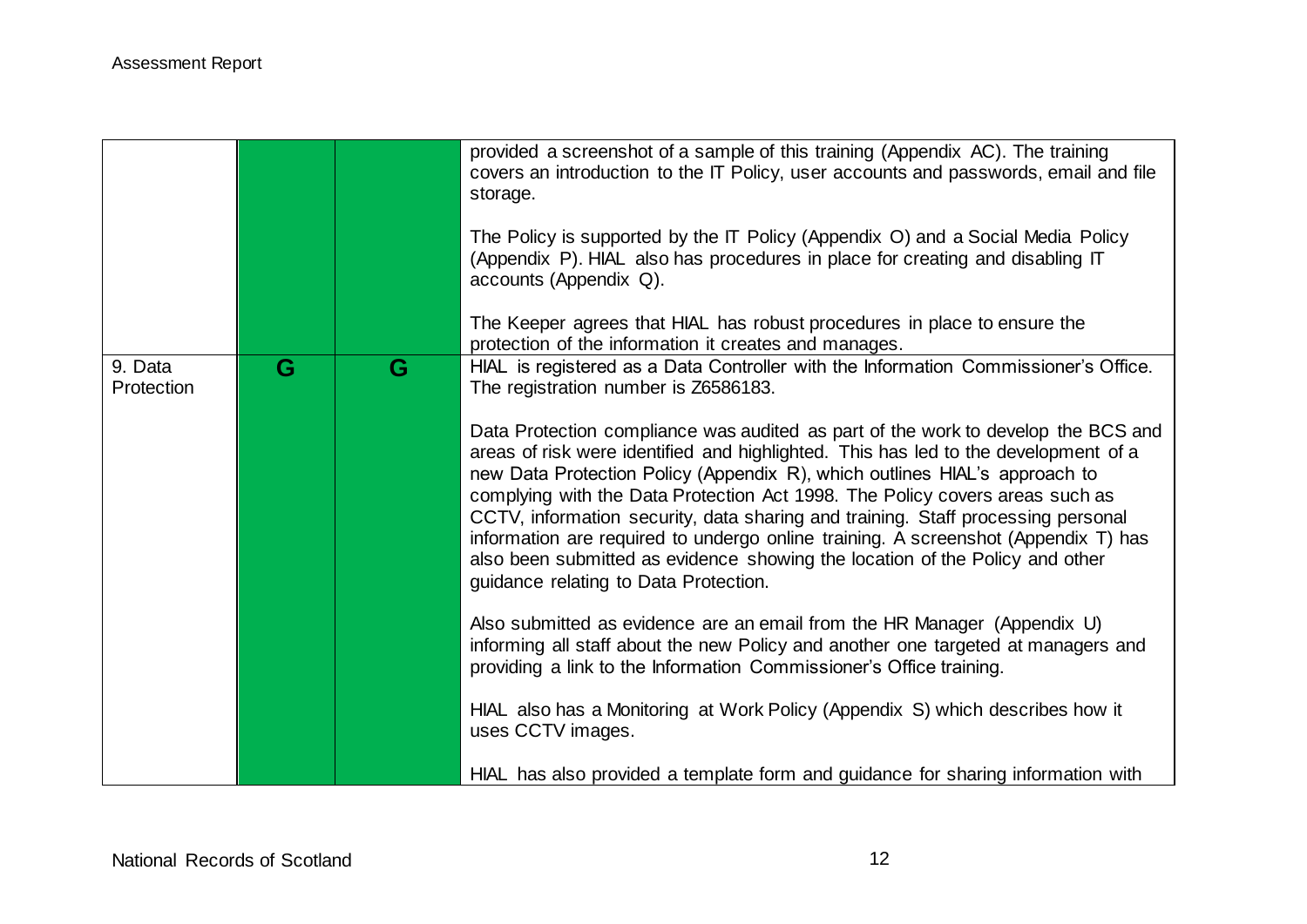|  |  |  |  |
|---|---|---|---|
|  |  |  | provided a screenshot of a sample of this training (Appendix AC). The training covers an introduction to the IT Policy, user accounts and passwords, email and file storage.<br><br>The Policy is supported by the IT Policy (Appendix O) and a Social Media Policy (Appendix P). HIAL also has procedures in place for creating and disabling IT accounts (Appendix Q).<br><br>The Keeper agrees that HIAL has robust procedures in place to ensure the protection of the information it creates and manages. |
| 9. Data Protection | G | G | HIAL is registered as a Data Controller with the Information Commissioner's Office. The registration number is Z6586183.<br><br>Data Protection compliance was audited as part of the work to develop the BCS and areas of risk were identified and highlighted. This has led to the development of a new Data Protection Policy (Appendix R), which outlines HIAL's approach to complying with the Data Protection Act 1998. The Policy covers areas such as CCTV, information security, data sharing and training. Staff processing personal information are required to undergo online training. A screenshot (Appendix T) has also been submitted as evidence showing the location of the Policy and other guidance relating to Data Protection.<br><br>Also submitted as evidence are an email from the HR Manager (Appendix U) informing all staff about the new Policy and another one targeted at managers and providing a link to the Information Commissioner's Office training.<br><br>HIAL also has a Monitoring at Work Policy (Appendix S) which describes how it uses CCTV images.<br><br>HIAL has also provided a template form and guidance for sharing information with |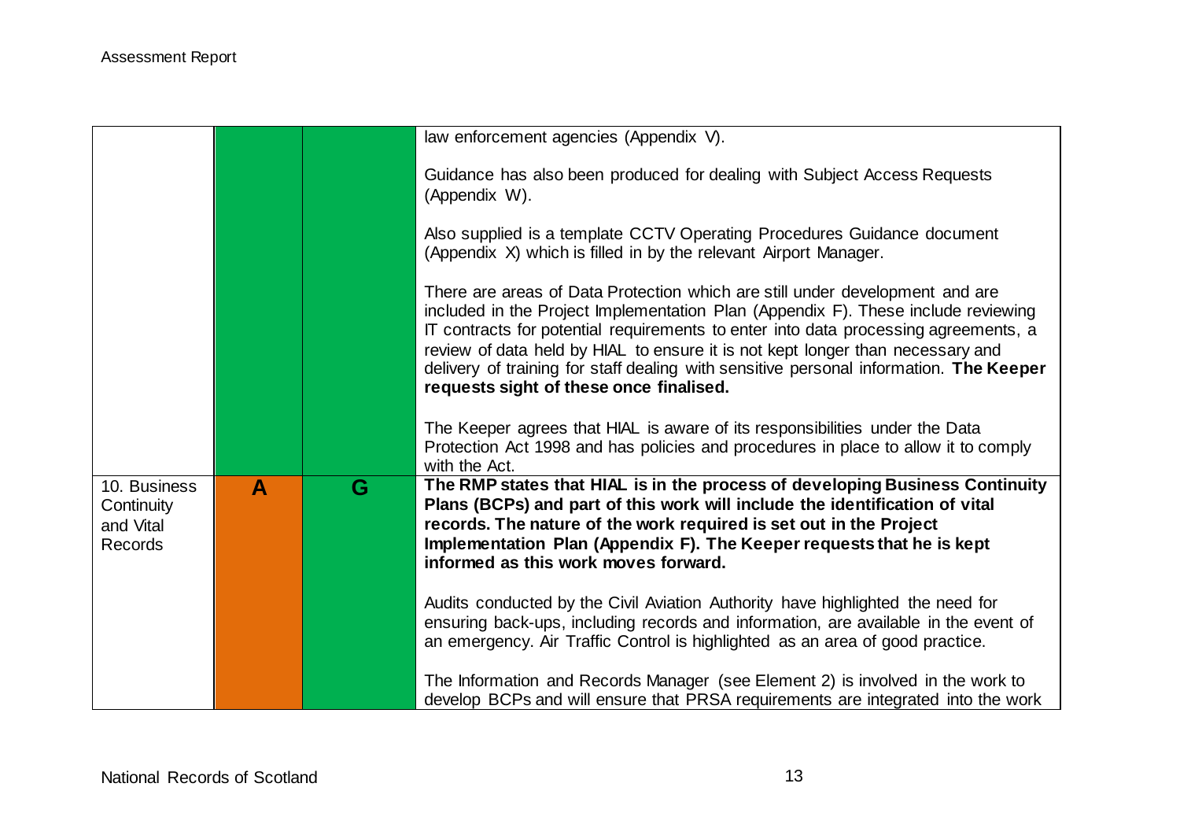| | | | |
|---|---|---|---|
| | | | law enforcement agencies (Appendix V).<br><br>Guidance has also been produced for dealing with Subject Access Requests (Appendix W).<br><br>Also supplied is a template CCTV Operating Procedures Guidance document (Appendix X) which is filled in by the relevant Airport Manager.<br><br>There are areas of Data Protection which are still under development and are included in the Project Implementation Plan (Appendix F). These include reviewing IT contracts for potential requirements to enter into data processing agreements, a review of data held by HIAL to ensure it is not kept longer than necessary and delivery of training for staff dealing with sensitive personal information. **The Keeper requests sight of these once finalised.**<br><br>The Keeper agrees that HIAL is aware of its responsibilities under the Data Protection Act 1998 and has policies and procedures in place to allow it to comply with the Act. |
| 10. Business Continuity and Vital Records | **A** | **G** | **The RMP states that HIAL is in the process of developing Business Continuity Plans (BCPs) and part of this work will include the identification of vital records. The nature of the work required is set out in the Project Implementation Plan (Appendix F). The Keeper requests that he is kept informed as this work moves forward.**<br><br>Audits conducted by the Civil Aviation Authority have highlighted the need for ensuring back-ups, including records and information, are available in the event of an emergency. Air Traffic Control is highlighted as an area of good practice.<br><br>The Information and Records Manager (see Element 2) is involved in the work to develop BCPs and will ensure that PRSA requirements are integrated into the work |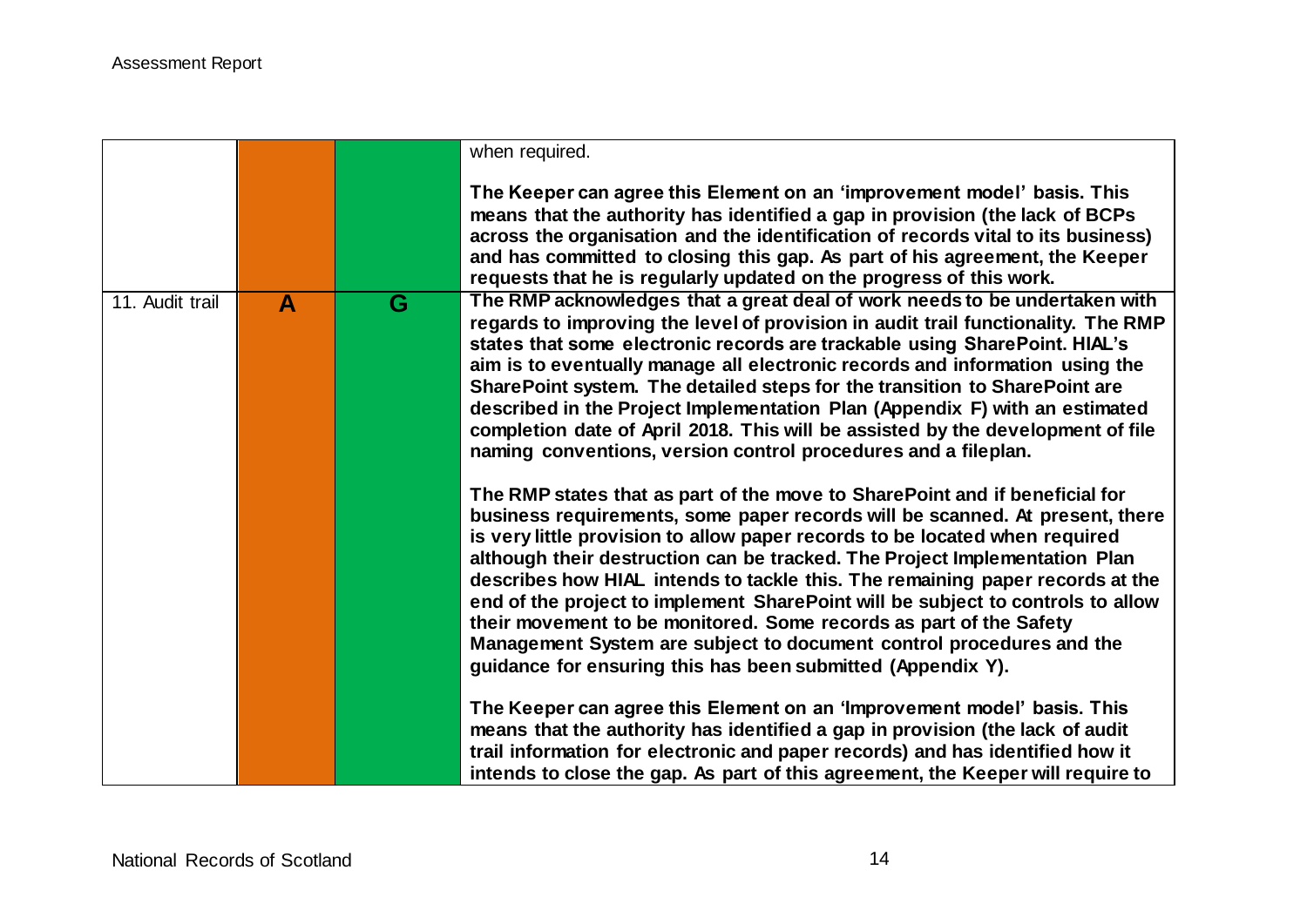| | | | |
|---|---|---|---|
| | | | when required.<br><br>**The Keeper can agree this Element on an 'improvement model' basis. This means that the authority has identified a gap in provision (the lack of BCPs across the organisation and the identification of records vital to its business) and has committed to closing this gap. As part of his agreement, the Keeper requests that he is regularly updated on the progress of this work.** |
| 11. Audit trail | **A** | **G** | **The RMP acknowledges that a great deal of work needs to be undertaken with regards to improving the level of provision in audit trail functionality. The RMP states that some electronic records are trackable using SharePoint. HIAL's aim is to eventually manage all electronic records and information using the SharePoint system. The detailed steps for the transition to SharePoint are described in the Project Implementation Plan (Appendix F) with an estimated completion date of April 2018. This will be assisted by the development of file naming conventions, version control procedures and a fileplan.**<br><br>**The RMP states that as part of the move to SharePoint and if beneficial for business requirements, some paper records will be scanned. At present, there is very little provision to allow paper records to be located when required although their destruction can be tracked. The Project Implementation Plan describes how HIAL intends to tackle this. The remaining paper records at the end of the project to implement SharePoint will be subject to controls to allow their movement to be monitored. Some records as part of the Safety Management System are subject to document control procedures and the guidance for ensuring this has been submitted (Appendix Y).**<br><br>**The Keeper can agree this Element on an 'Improvement model' basis. This means that the authority has identified a gap in provision (the lack of audit trail information for electronic and paper records) and has identified how it intends to close the gap. As part of this agreement, the Keeper will require to** |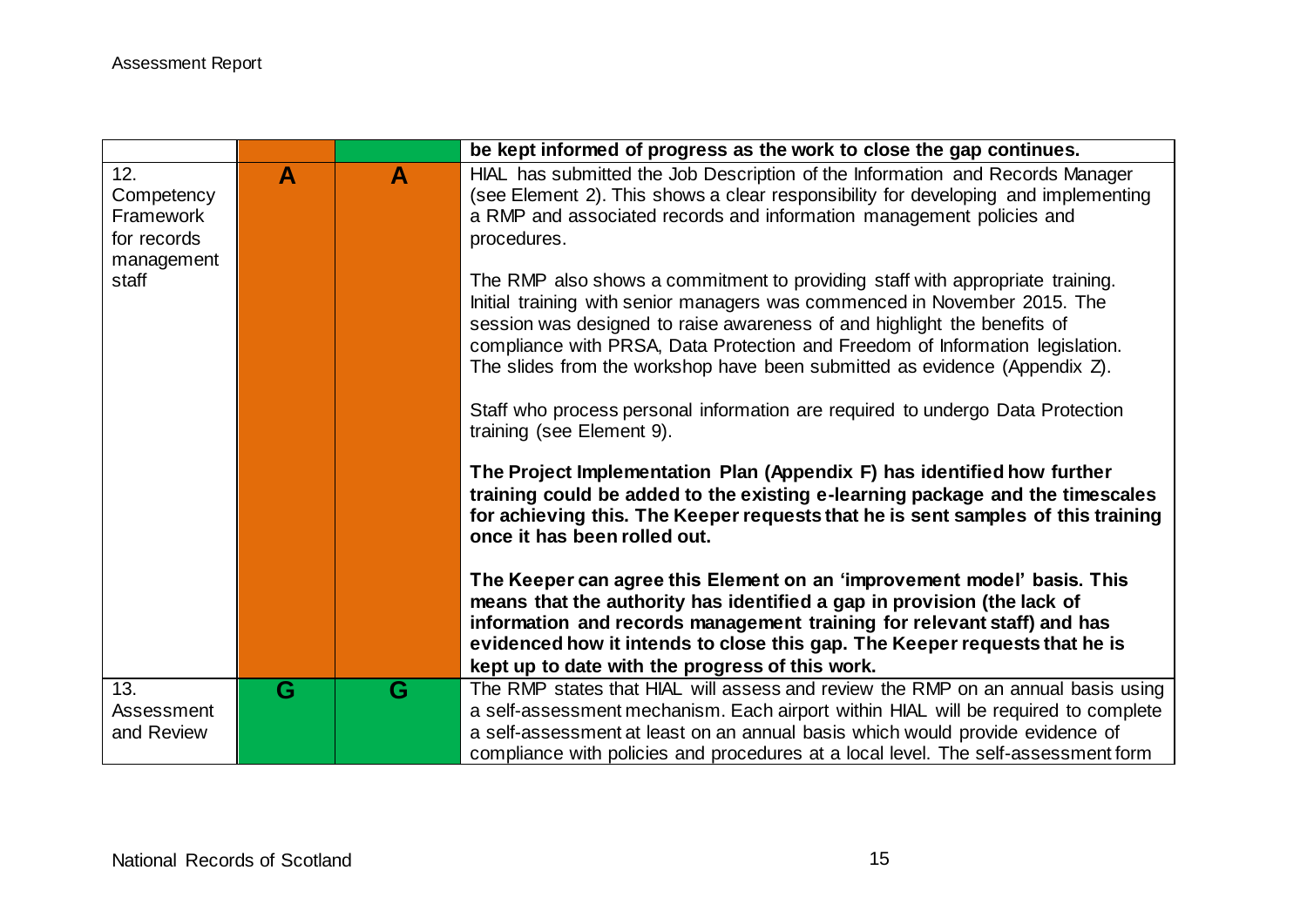| | | | |
|---|---|---|---|
| | | | **be kept informed of progress as the work to close the gap continues.** |
| 12. Competency Framework for records management staff | A | A | HIAL has submitted the Job Description of the Information and Records Manager (see Element 2). This shows a clear responsibility for developing and implementing a RMP and associated records and information management policies and procedures.<br><br>The RMP also shows a commitment to providing staff with appropriate training. Initial training with senior managers was commenced in November 2015. The session was designed to raise awareness of and highlight the benefits of compliance with PRSA, Data Protection and Freedom of Information legislation. The slides from the workshop have been submitted as evidence (Appendix Z).<br><br>Staff who process personal information are required to undergo Data Protection training (see Element 9).<br><br>**The Project Implementation Plan (Appendix F) has identified how further training could be added to the existing e-learning package and the timescales for achieving this. The Keeper requests that he is sent samples of this training once it has been rolled out.**<br><br>**The Keeper can agree this Element on an 'improvement model' basis. This means that the authority has identified a gap in provision (the lack of information and records management training for relevant staff) and has evidenced how it intends to close this gap. The Keeper requests that he is kept up to date with the progress of this work.** |
| 13. Assessment and Review | G | G | The RMP states that HIAL will assess and review the RMP on an annual basis using a self-assessment mechanism. Each airport within HIAL will be required to complete a self-assessment at least on an annual basis which would provide evidence of compliance with policies and procedures at a local level. The self-assessment form |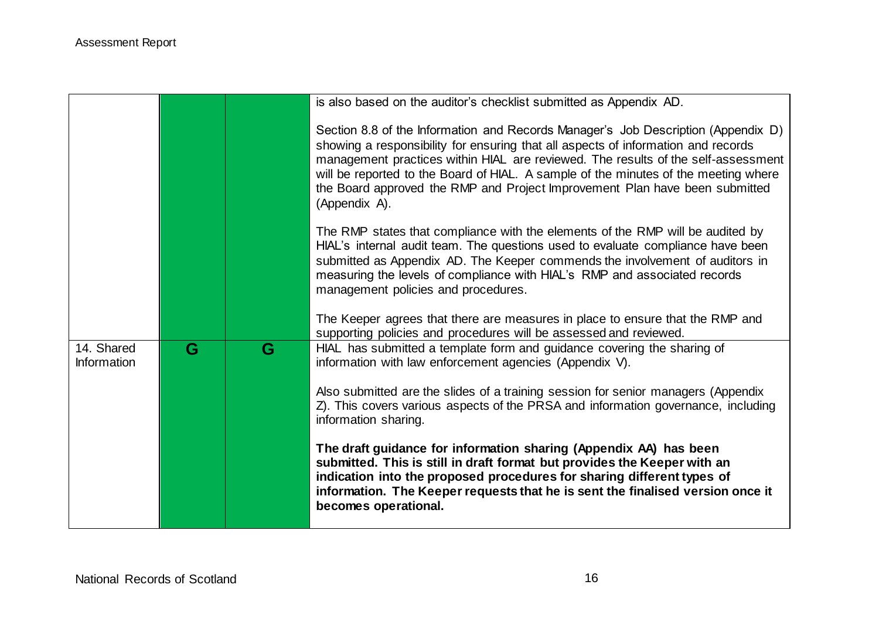| | | | |
|---|---|---|---|
| | | | is also based on the auditor's checklist submitted as Appendix AD.<br><br>Section 8.8 of the Information and Records Manager's Job Description (Appendix D) showing a responsibility for ensuring that all aspects of information and records management practices within HIAL are reviewed. The results of the self-assessment will be reported to the Board of HIAL. A sample of the minutes of the meeting where the Board approved the RMP and Project Improvement Plan have been submitted (Appendix A).<br><br>The RMP states that compliance with the elements of the RMP will be audited by HIAL's internal audit team. The questions used to evaluate compliance have been submitted as Appendix AD. The Keeper commends the involvement of auditors in measuring the levels of compliance with HIAL's RMP and associated records management policies and procedures.<br><br>The Keeper agrees that there are measures in place to ensure that the RMP and supporting policies and procedures will be assessed and reviewed. |
| 14. Shared Information | G | G | HIAL has submitted a template form and guidance covering the sharing of information with law enforcement agencies (Appendix V).<br><br>Also submitted are the slides of a training session for senior managers (Appendix Z). This covers various aspects of the PRSA and information governance, including information sharing.<br><br>**The draft guidance for information sharing (Appendix AA) has been submitted. This is still in draft format but provides the Keeper with an indication into the proposed procedures for sharing different types of information. The Keeper requests that he is sent the finalised version once it becomes operational.** |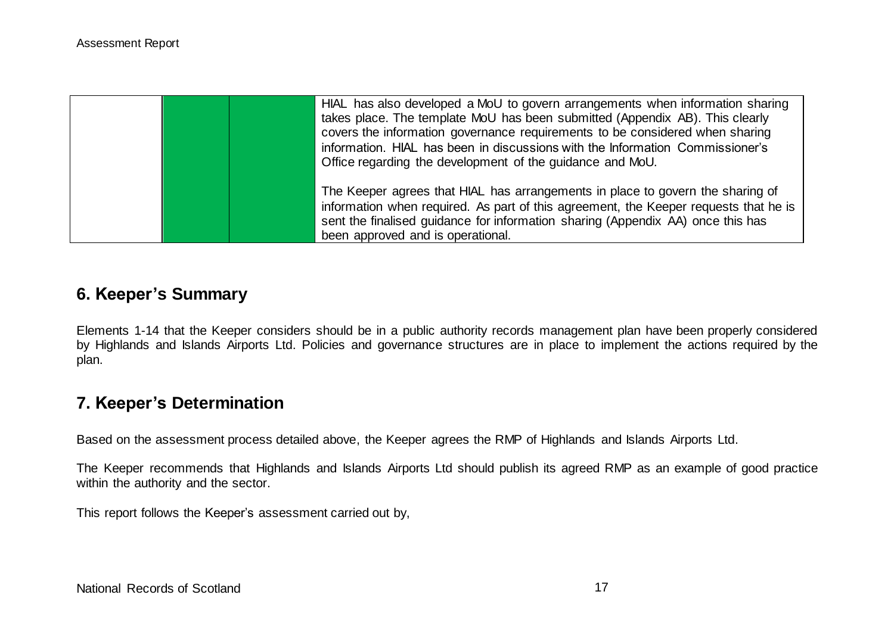| | | | |
|---|---|---|---|
| | | | HIAL has also developed a MoU to govern arrangements when information sharing takes place. The template MoU has been submitted (Appendix AB). This clearly covers the information governance requirements to be considered when sharing information. HIAL has been in discussions with the Information Commissioner's Office regarding the development of the guidance and MoU.<br><br>The Keeper agrees that HIAL has arrangements in place to govern the sharing of information when required. As part of this agreement, the Keeper requests that he is sent the finalised guidance for information sharing (Appendix AA) once this has been approved and is operational. |

## 6. Keeper's Summary

Elements 1-14 that the Keeper considers should be in a public authority records management plan have been properly considered by Highlands and Islands Airports Ltd. Policies and governance structures are in place to implement the actions required by the plan.

## 7. Keeper's Determination

Based on the assessment process detailed above, the Keeper agrees the RMP of Highlands and Islands Airports Ltd.

The Keeper recommends that Highlands and Islands Airports Ltd should publish its agreed RMP as an example of good practice within the authority and the sector.

This report follows the Keeper's assessment carried out by,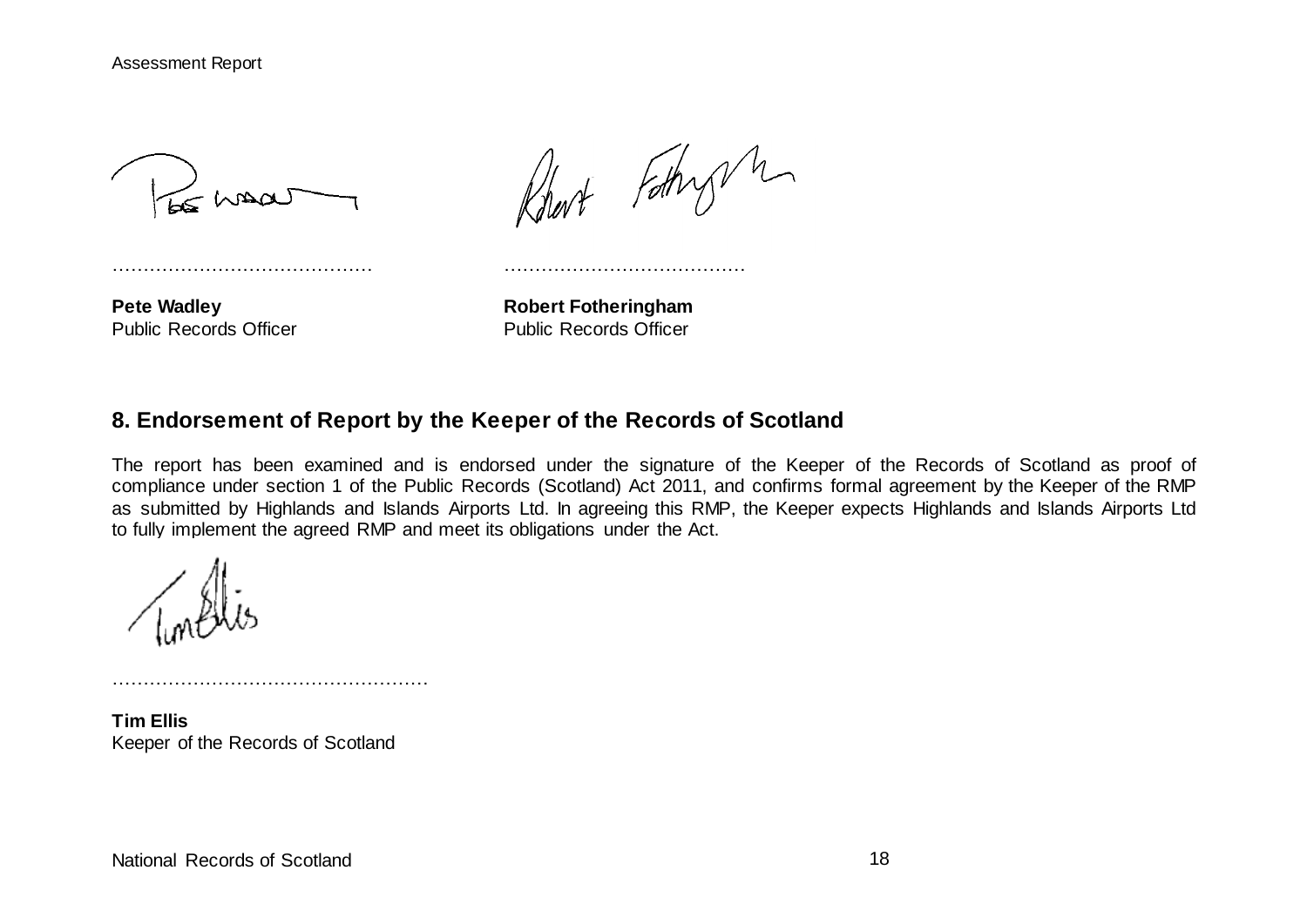……………………………………

**Pete Wadley**
Public Records Officer

…………………………………

**Robert Fotheringham**
Public Records Officer

## 8. Endorsement of Report by the Keeper of the Records of Scotland

The report has been examined and is endorsed under the signature of the Keeper of the Records of Scotland as proof of compliance under section 1 of the Public Records (Scotland) Act 2011, and confirms formal agreement by the Keeper of the RMP as submitted by Highlands and Islands Airports Ltd. In agreeing this RMP, the Keeper expects Highlands and Islands Airports Ltd to fully implement the agreed RMP and meet its obligations under the Act.

……………………………………………

**Tim Ellis**
Keeper of the Records of Scotland